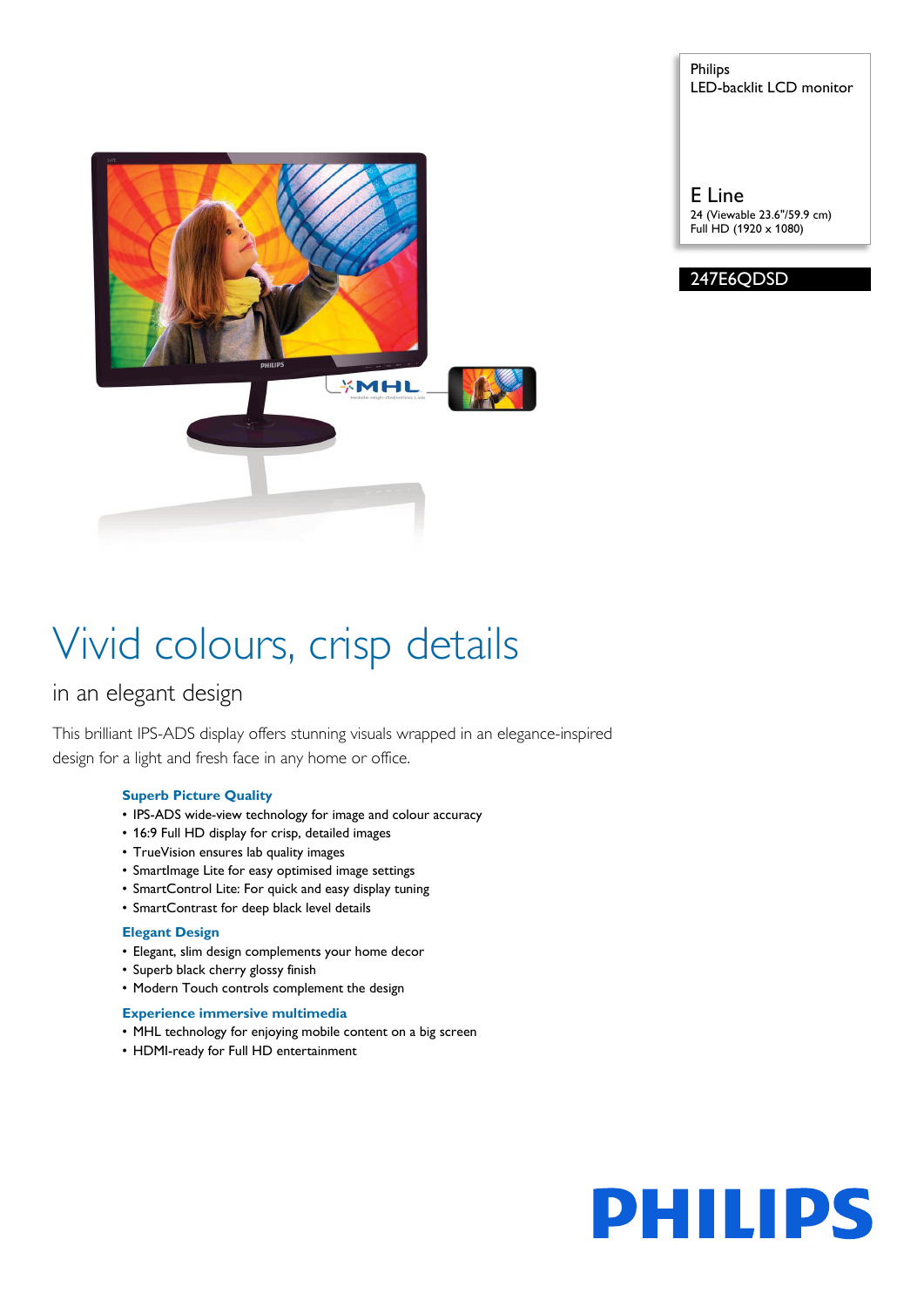Philips
LED-backlit LCD monitor

E Line
24 (Viewable 23.6"/59.9 cm)
Full HD (1920 x 1080)

247E6QDSD

# Vivid colours, crisp details

## in an elegant design

This brilliant IPS-ADS display offers stunning visuals wrapped in an elegance-inspired design for a light and fresh face in any home or office.

### Superb Picture Quality

- IPS-ADS wide-view technology for image and colour accuracy
- 16:9 Full HD display for crisp, detailed images
- TrueVision ensures lab quality images
- SmartImage Lite for easy optimised image settings
- SmartControl Lite: For quick and easy display tuning
- SmartContrast for deep black level details

### Elegant Design

- Elegant, slim design complements your home decor
- Superb black cherry glossy finish
- Modern Touch controls complement the design

### Experience immersive multimedia

- MHL technology for enjoying mobile content on a big screen
- HDMI-ready for Full HD entertainment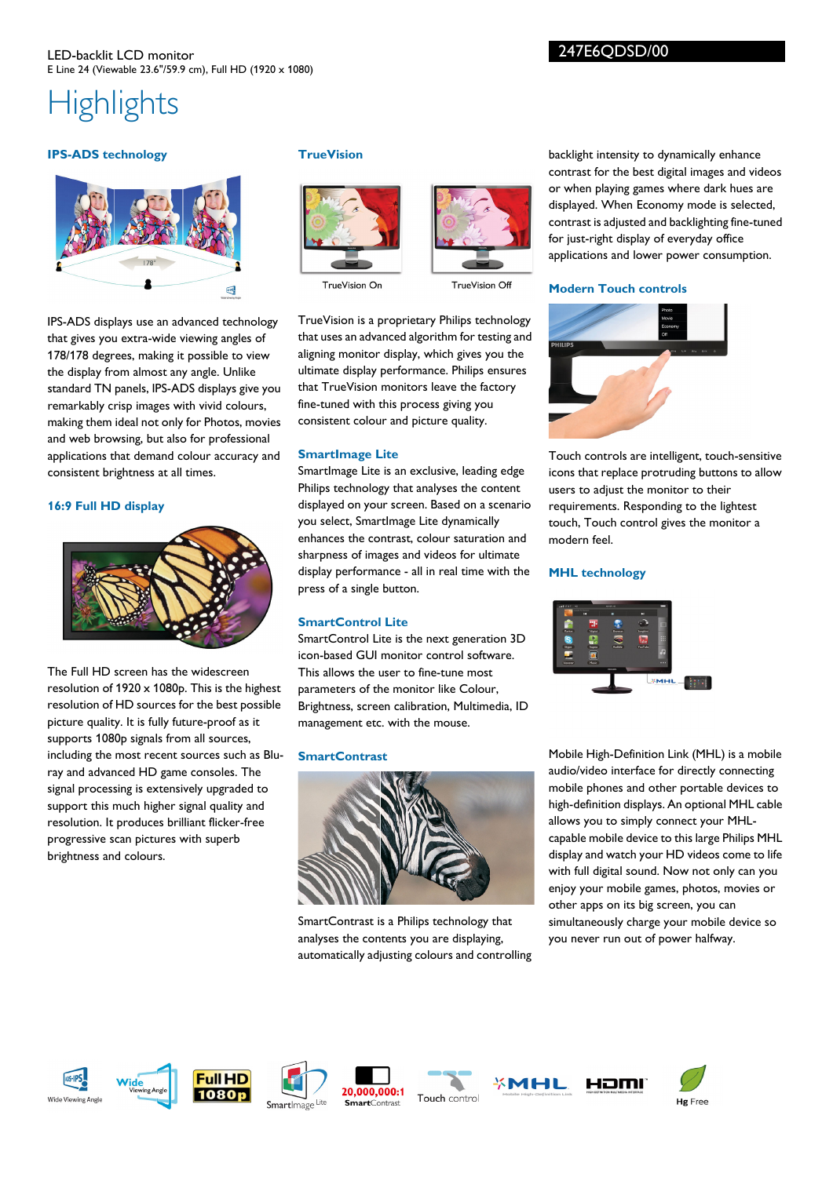LED-backlit LCD monitor

E Line 24 (Viewable 23.6"/59.9 cm), Full HD (1920 x 1080)

247E6QDSD/00

# Highlights

### IPS-ADS technology

IPS-ADS displays use an advanced technology that gives you extra-wide viewing angles of 178/178 degrees, making it possible to view the display from almost any angle. Unlike standard TN panels, IPS-ADS displays give you remarkably crisp images with vivid colours, making them ideal not only for Photos, movies and web browsing, but also for professional applications that demand colour accuracy and consistent brightness at all times.

### 16:9 Full HD display

The Full HD screen has the widescreen resolution of 1920 x 1080p. This is the highest resolution of HD sources for the best possible picture quality. It is fully future-proof as it supports 1080p signals from all sources, including the most recent sources such as Blu-ray and advanced HD game consoles. The signal processing is extensively upgraded to support this much higher signal quality and resolution. It produces brilliant flicker-free progressive scan pictures with superb brightness and colours.

### TrueVision

TrueVision On

TrueVision Off

TrueVision is a proprietary Philips technology that uses an advanced algorithm for testing and aligning monitor display, which gives you the ultimate display performance. Philips ensures that TrueVision monitors leave the factory fine-tuned with this process giving you consistent colour and picture quality.

### SmartImage Lite

SmartImage Lite is an exclusive, leading edge Philips technology that analyses the content displayed on your screen. Based on a scenario you select, SmartImage Lite dynamically enhances the contrast, colour saturation and sharpness of images and videos for ultimate display performance - all in real time with the press of a single button.

### SmartControl Lite

SmartControl Lite is the next generation 3D icon-based GUI monitor control software. This allows the user to fine-tune most parameters of the monitor like Colour, Brightness, screen calibration, Multimedia, ID management etc. with the mouse.

### SmartContrast

SmartContrast is a Philips technology that analyses the contents you are displaying, automatically adjusting colours and controlling backlight intensity to dynamically enhance contrast for the best digital images and videos or when playing games where dark hues are displayed. When Economy mode is selected, contrast is adjusted and backlighting fine-tuned for just-right display of everyday office applications and lower power consumption.

### Modern Touch controls

Touch controls are intelligent, touch-sensitive icons that replace protruding buttons to allow users to adjust the monitor to their requirements. Responding to the lightest touch, Touch control gives the monitor a modern feel.

### MHL technology

Mobile High-Definition Link (MHL) is a mobile audio/video interface for directly connecting mobile phones and other portable devices to high-definition displays. An optional MHL cable allows you to simply connect your MHL-capable mobile device to this large Philips MHL display and watch your HD videos come to life with full digital sound. Now not only can you enjoy your mobile games, photos, movies or other apps on its big screen, you can simultaneously charge your mobile device so you never run out of power halfway.

Wide Viewing Angle | Wide Viewing Angle | Full HD 1080p | SmartImage Lite | 20,000,000:1 SmartContrast | Touch control | MHL | HDMI | Hg Free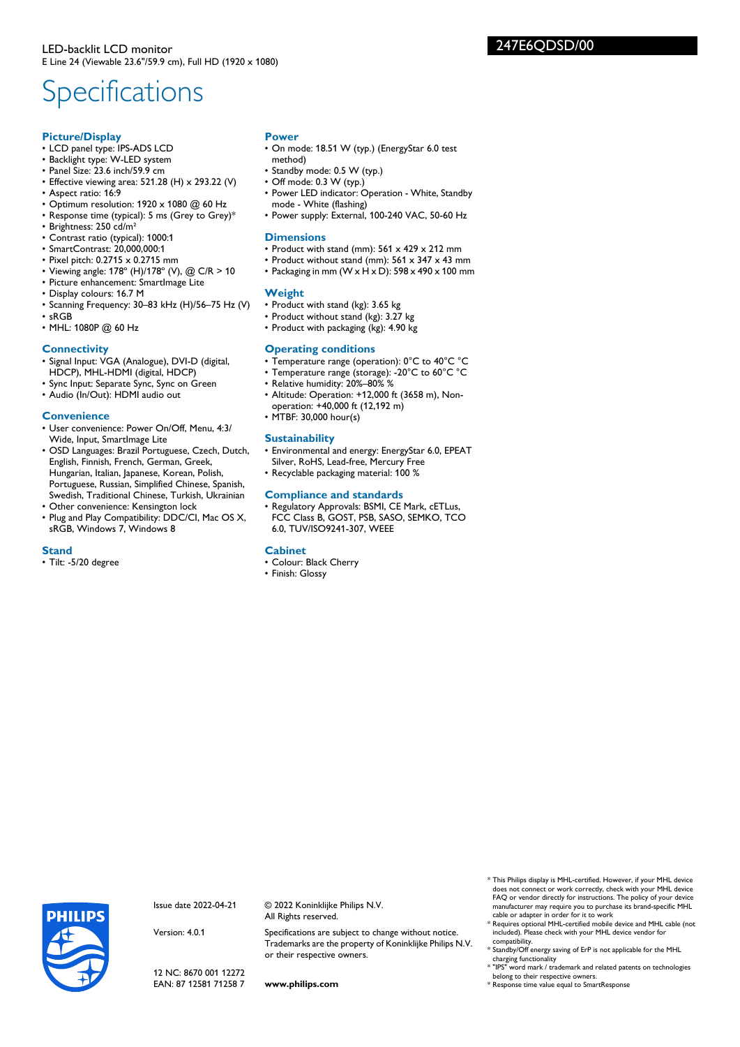LED-backlit LCD monitor

E Line 24 (Viewable 23.6"/59.9 cm), Full HD (1920 x 1080)

247E6QDSD/00

# Specifications

## Picture/Display

- LCD panel type: IPS-ADS LCD
- Backlight type: W-LED system
- Panel Size: 23.6 inch/59.9 cm
- Effective viewing area: 521.28 (H) x 293.22 (V)
- Aspect ratio: 16:9
- Optimum resolution: 1920 x 1080 @ 60 Hz
- Response time (typical): 5 ms (Grey to Grey)*
- Brightness: 250 cd/m²
- Contrast ratio (typical): 1000:1
- SmartContrast: 20,000,000:1
- Pixel pitch: 0.2715 x 0.2715 mm
- Viewing angle: 178º (H)/178º (V), @ C/R > 10
- Picture enhancement: SmartImage Lite
- Display colours: 16.7 M
- Scanning Frequency: 30–83 kHz (H)/56–75 Hz (V)
- sRGB
- MHL: 1080P @ 60 Hz

## Connectivity

- Signal Input: VGA (Analogue), DVI-D (digital, HDCP), MHL-HDMI (digital, HDCP)
- Sync Input: Separate Sync, Sync on Green
- Audio (In/Out): HDMI audio out

## Convenience

- User convenience: Power On/Off, Menu, 4:3/ Wide, Input, SmartImage Lite
- OSD Languages: Brazil Portuguese, Czech, Dutch, English, Finnish, French, German, Greek, Hungarian, Italian, Japanese, Korean, Polish, Portuguese, Russian, Simplified Chinese, Spanish, Swedish, Traditional Chinese, Turkish, Ukrainian
- Other convenience: Kensington lock
- Plug and Play Compatibility: DDC/CI, Mac OS X, sRGB, Windows 7, Windows 8

## Stand

- Tilt: -5/20 degree

## Power

- On mode: 18.51 W (typ.) (EnergyStar 6.0 test method)
- Standby mode: 0.5 W (typ.)
- Off mode: 0.3 W (typ.)
- Power LED indicator: Operation - White, Standby mode - White (flashing)
- Power supply: External, 100-240 VAC, 50-60 Hz

## Dimensions

- Product with stand (mm): 561 x 429 x 212 mm
- Product without stand (mm): 561 x 347 x 43 mm
- Packaging in mm (W x H x D): 598 x 490 x 100 mm

## Weight

- Product with stand (kg): 3.65 kg
- Product without stand (kg): 3.27 kg
- Product with packaging (kg): 4.90 kg

## Operating conditions

- Temperature range (operation): 0°C to 40°C °C
- Temperature range (storage): -20°C to 60°C °C
- Relative humidity: 20%–80% %
- Altitude: Operation: +12,000 ft (3658 m), Non-operation: +40,000 ft (12,192 m)
- MTBF: 30,000 hour(s)

## Sustainability

- Environmental and energy: EnergyStar 6.0, EPEAT Silver, RoHS, Lead-free, Mercury Free
- Recyclable packaging material: 100 %

## Compliance and standards

- Regulatory Approvals: BSMI, CE Mark, cETLus, FCC Class B, GOST, PSB, SASO, SEMKO, TCO 6.0, TUV/ISO9241-307, WEEE

## Cabinet

- Colour: Black Cherry
- Finish: Glossy

Issue date 2022-04-21

Version: 4.0.1

12 NC: 8670 001 12272
EAN: 87 12581 71258 7

© 2022 Koninklijke Philips N.V.
All Rights reserved.

Specifications are subject to change without notice. Trademarks are the property of Koninklijke Philips N.V. or their respective owners.

**www.philips.com**

\* This Philips display is MHL-certified. However, if your MHL device does not connect or work correctly, check with your MHL device FAQ or vendor directly for instructions. The policy of your device manufacturer may require you to purchase its brand-specific MHL cable or adapter in order for it to work

\* Requires optional MHL-certified mobile device and MHL cable (not included). Please check with your MHL device vendor for compatibility.

\* Standby/Off energy saving of ErP is not applicable for the MHL charging functionality

\* "IPS" word mark / trademark and related patents on technologies belong to their respective owners.

\* Response time value equal to SmartResponse